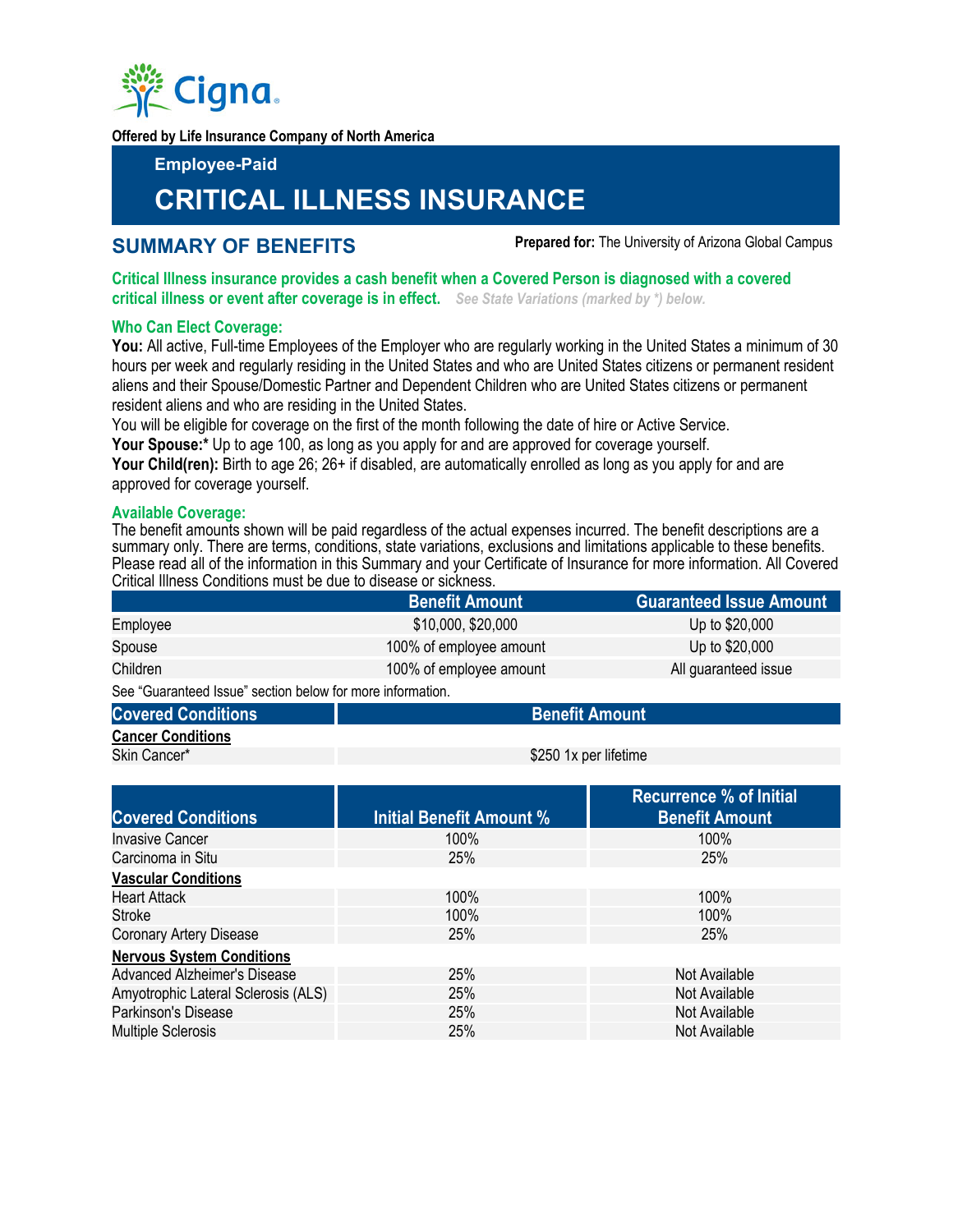Offered by Life Insurance Company of North America

**Employee-Paid**

# CRITICAL ILLNESS INSURANCE

## SUMMARY OF BENEFITS

**Prepared for:** The University of Arizona Global Campus

**Critical Illness insurance provides a cash benefit when a Covered Person is diagnosed with a covered critical illness or event after coverage is in effect.** *See State Variations (marked by *) below.*

### Who Can Elect Coverage:

**You:** All active, Full-time Employees of the Employer who are regularly working in the United States a minimum of 30 hours per week and regularly residing in the United States and who are United States citizens or permanent resident aliens and their Spouse/Domestic Partner and Dependent Children who are United States citizens or permanent resident aliens and who are residing in the United States.

You will be eligible for coverage on the first of the month following the date of hire or Active Service.

**Your Spouse:*** Up to age 100, as long as you apply for and are approved for coverage yourself.

**Your Child(ren):** Birth to age 26; 26+ if disabled, are automatically enrolled as long as you apply for and are approved for coverage yourself.

### Available Coverage:

The benefit amounts shown will be paid regardless of the actual expenses incurred. The benefit descriptions are a summary only. There are terms, conditions, state variations, exclusions and limitations applicable to these benefits. Please read all of the information in this Summary and your Certificate of Insurance for more information. All Covered Critical Illness Conditions must be due to disease or sickness.

| | Benefit Amount | Guaranteed Issue Amount |
|---|---|---|
| Employee | $10,000, $20,000 | Up to $20,000 |
| Spouse | 100% of employee amount | Up to $20,000 |
| Children | 100% of employee amount | All guaranteed issue |

See "Guaranteed Issue" section below for more information.

| Covered Conditions | Benefit Amount |
|---|---|
| **Cancer Conditions** | |
| Skin Cancer* | $250 1x per lifetime |

| Covered Conditions | Initial Benefit Amount % | Recurrence % of Initial Benefit Amount |
|---|---|---|
| Invasive Cancer | 100% | 100% |
| Carcinoma in Situ | 25% | 25% |
| **Vascular Conditions** | | |
| Heart Attack | 100% | 100% |
| Stroke | 100% | 100% |
| Coronary Artery Disease | 25% | 25% |
| **Nervous System Conditions** | | |
| Advanced Alzheimer's Disease | 25% | Not Available |
| Amyotrophic Lateral Sclerosis (ALS) | 25% | Not Available |
| Parkinson's Disease | 25% | Not Available |
| Multiple Sclerosis | 25% | Not Available |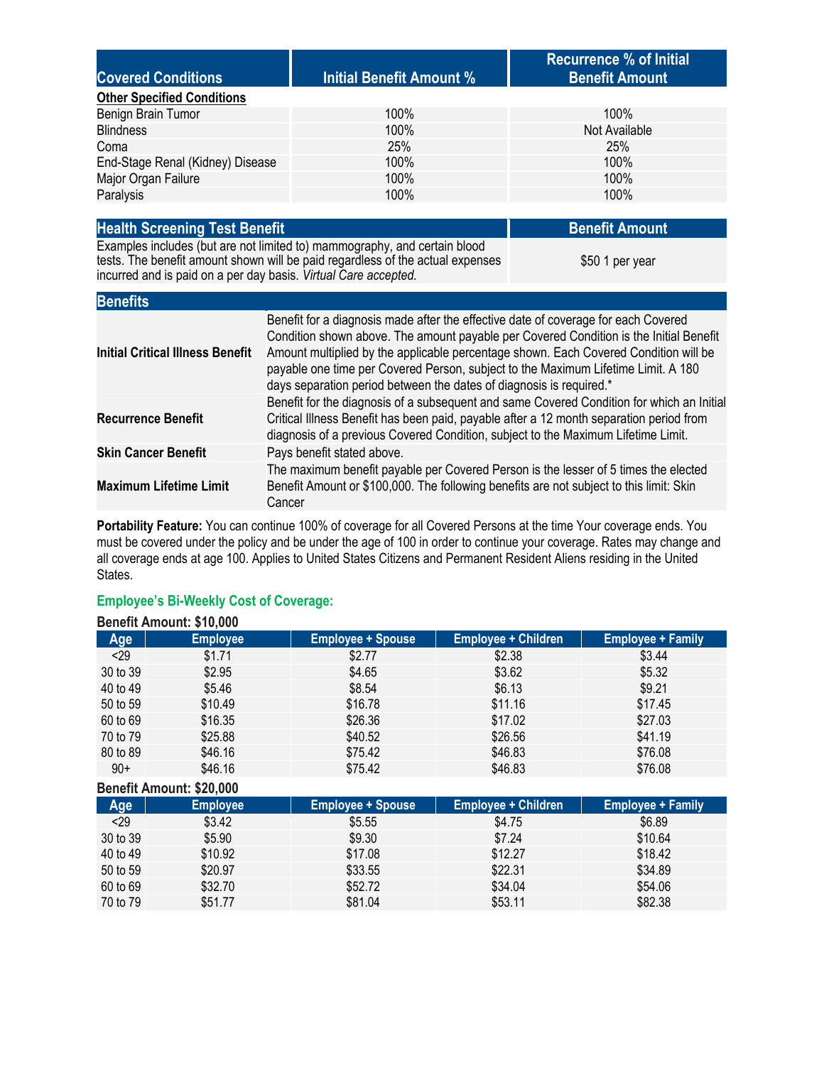| Covered Conditions | Initial Benefit Amount % | Recurrence % of Initial Benefit Amount |
|---|---|---|
| **Other Specified Conditions** | | |
| Benign Brain Tumor | 100% | 100% |
| Blindness | 100% | Not Available |
| Coma | 25% | 25% |
| End-Stage Renal (Kidney) Disease | 100% | 100% |
| Major Organ Failure | 100% | 100% |
| Paralysis | 100% | 100% |

| Health Screening Test Benefit | Benefit Amount |
|---|---|
| Examples includes (but are not limited to) mammography, and certain blood tests. The benefit amount shown will be paid regardless of the actual expenses incurred and is paid on a per day basis. *Virtual Care accepted.* | $50 1 per year |

| Benefits | |
|---|---|
| **Initial Critical Illness Benefit** | Benefit for a diagnosis made after the effective date of coverage for each Covered Condition shown above. The amount payable per Covered Condition is the Initial Benefit Amount multiplied by the applicable percentage shown. Each Covered Condition will be payable one time per Covered Person, subject to the Maximum Lifetime Limit. A 180 days separation period between the dates of diagnosis is required.* |
| **Recurrence Benefit** | Benefit for the diagnosis of a subsequent and same Covered Condition for which an Initial Critical Illness Benefit has been paid, payable after a 12 month separation period from diagnosis of a previous Covered Condition, subject to the Maximum Lifetime Limit. |
| **Skin Cancer Benefit** | Pays benefit stated above. |
| **Maximum Lifetime Limit** | The maximum benefit payable per Covered Person is the lesser of 5 times the elected Benefit Amount or $100,000. The following benefits are not subject to this limit: Skin Cancer |

**Portability Feature:** You can continue 100% of coverage for all Covered Persons at the time Your coverage ends. You must be covered under the policy and be under the age of 100 in order to continue your coverage. Rates may change and all coverage ends at age 100. Applies to United States Citizens and Permanent Resident Aliens residing in the United States.

### Employee's Bi-Weekly Cost of Coverage:

**Benefit Amount: $10,000**

| Age | Employee | Employee + Spouse | Employee + Children | Employee + Family |
|---|---|---|---|---|
| <29 | $1.71 | $2.77 | $2.38 | $3.44 |
| 30 to 39 | $2.95 | $4.65 | $3.62 | $5.32 |
| 40 to 49 | $5.46 | $8.54 | $6.13 | $9.21 |
| 50 to 59 | $10.49 | $16.78 | $11.16 | $17.45 |
| 60 to 69 | $16.35 | $26.36 | $17.02 | $27.03 |
| 70 to 79 | $25.88 | $40.52 | $26.56 | $41.19 |
| 80 to 89 | $46.16 | $75.42 | $46.83 | $76.08 |
| 90+ | $46.16 | $75.42 | $46.83 | $76.08 |

**Benefit Amount: $20,000**

| Age | Employee | Employee + Spouse | Employee + Children | Employee + Family |
|---|---|---|---|---|
| <29 | $3.42 | $5.55 | $4.75 | $6.89 |
| 30 to 39 | $5.90 | $9.30 | $7.24 | $10.64 |
| 40 to 49 | $10.92 | $17.08 | $12.27 | $18.42 |
| 50 to 59 | $20.97 | $33.55 | $22.31 | $34.89 |
| 60 to 69 | $32.70 | $52.72 | $34.04 | $54.06 |
| 70 to 79 | $51.77 | $81.04 | $53.11 | $82.38 |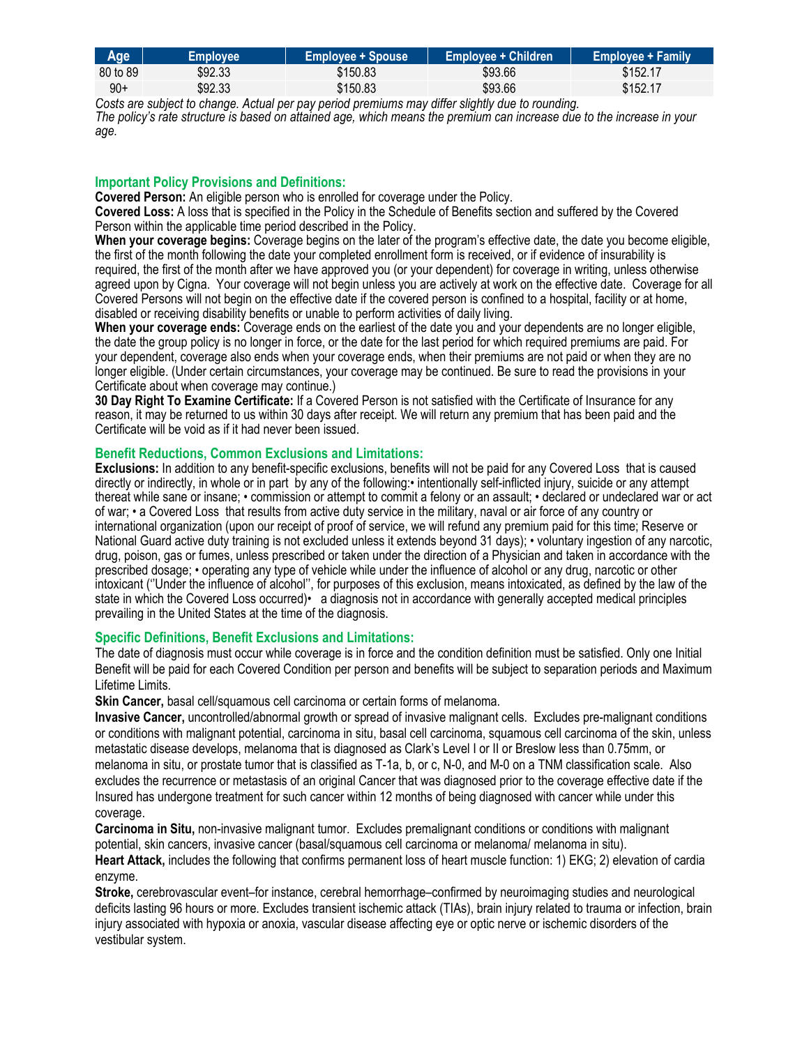| Age | Employee | Employee + Spouse | Employee + Children | Employee + Family |
|---|---|---|---|---|
| 80 to 89 | $92.33 | $150.83 | $93.66 | $152.17 |
| 90+ | $92.33 | $150.83 | $93.66 | $152.17 |

*Costs are subject to change. Actual per pay period premiums may differ slightly due to rounding.*
*The policy's rate structure is based on attained age, which means the premium can increase due to the increase in your age.*

## Important Policy Provisions and Definitions:

**Covered Person:** An eligible person who is enrolled for coverage under the Policy.

**Covered Loss:** A loss that is specified in the Policy in the Schedule of Benefits section and suffered by the Covered Person within the applicable time period described in the Policy.

**When your coverage begins:** Coverage begins on the later of the program's effective date, the date you become eligible, the first of the month following the date your completed enrollment form is received, or if evidence of insurability is required, the first of the month after we have approved you (or your dependent) for coverage in writing, unless otherwise agreed upon by Cigna. Your coverage will not begin unless you are actively at work on the effective date. Coverage for all Covered Persons will not begin on the effective date if the covered person is confined to a hospital, facility or at home, disabled or receiving disability benefits or unable to perform activities of daily living.

**When your coverage ends:** Coverage ends on the earliest of the date you and your dependents are no longer eligible, the date the group policy is no longer in force, or the date for the last period for which required premiums are paid. For your dependent, coverage also ends when your coverage ends, when their premiums are not paid or when they are no longer eligible. (Under certain circumstances, your coverage may be continued. Be sure to read the provisions in your Certificate about when coverage may continue.)

**30 Day Right To Examine Certificate:** If a Covered Person is not satisfied with the Certificate of Insurance for any reason, it may be returned to us within 30 days after receipt. We will return any premium that has been paid and the Certificate will be void as if it had never been issued.

## Benefit Reductions, Common Exclusions and Limitations:

**Exclusions:** In addition to any benefit-specific exclusions, benefits will not be paid for any Covered Loss that is caused directly or indirectly, in whole or in part by any of the following:• intentionally self-inflicted injury, suicide or any attempt thereat while sane or insane; • commission or attempt to commit a felony or an assault; • declared or undeclared war or act of war; • a Covered Loss that results from active duty service in the military, naval or air force of any country or international organization (upon our receipt of proof of service, we will refund any premium paid for this time; Reserve or National Guard active duty training is not excluded unless it extends beyond 31 days); • voluntary ingestion of any narcotic, drug, poison, gas or fumes, unless prescribed or taken under the direction of a Physician and taken in accordance with the prescribed dosage; • operating any type of vehicle while under the influence of alcohol or any drug, narcotic or other intoxicant (''Under the influence of alcohol'', for purposes of this exclusion, means intoxicated, as defined by the law of the state in which the Covered Loss occurred)• a diagnosis not in accordance with generally accepted medical principles prevailing in the United States at the time of the diagnosis.

## Specific Definitions, Benefit Exclusions and Limitations:

The date of diagnosis must occur while coverage is in force and the condition definition must be satisfied. Only one Initial Benefit will be paid for each Covered Condition per person and benefits will be subject to separation periods and Maximum Lifetime Limits.

**Skin Cancer,** basal cell/squamous cell carcinoma or certain forms of melanoma.

**Invasive Cancer,** uncontrolled/abnormal growth or spread of invasive malignant cells. Excludes pre-malignant conditions or conditions with malignant potential, carcinoma in situ, basal cell carcinoma, squamous cell carcinoma of the skin, unless metastatic disease develops, melanoma that is diagnosed as Clark's Level I or II or Breslow less than 0.75mm, or melanoma in situ, or prostate tumor that is classified as T-1a, b, or c, N-0, and M-0 on a TNM classification scale. Also excludes the recurrence or metastasis of an original Cancer that was diagnosed prior to the coverage effective date if the Insured has undergone treatment for such cancer within 12 months of being diagnosed with cancer while under this coverage.

**Carcinoma in Situ,** non-invasive malignant tumor. Excludes premalignant conditions or conditions with malignant potential, skin cancers, invasive cancer (basal/squamous cell carcinoma or melanoma/ melanoma in situ).

**Heart Attack,** includes the following that confirms permanent loss of heart muscle function: 1) EKG; 2) elevation of cardia enzyme.

**Stroke,** cerebrovascular event–for instance, cerebral hemorrhage–confirmed by neuroimaging studies and neurological deficits lasting 96 hours or more. Excludes transient ischemic attack (TIAs), brain injury related to trauma or infection, brain injury associated with hypoxia or anoxia, vascular disease affecting eye or optic nerve or ischemic disorders of the vestibular system.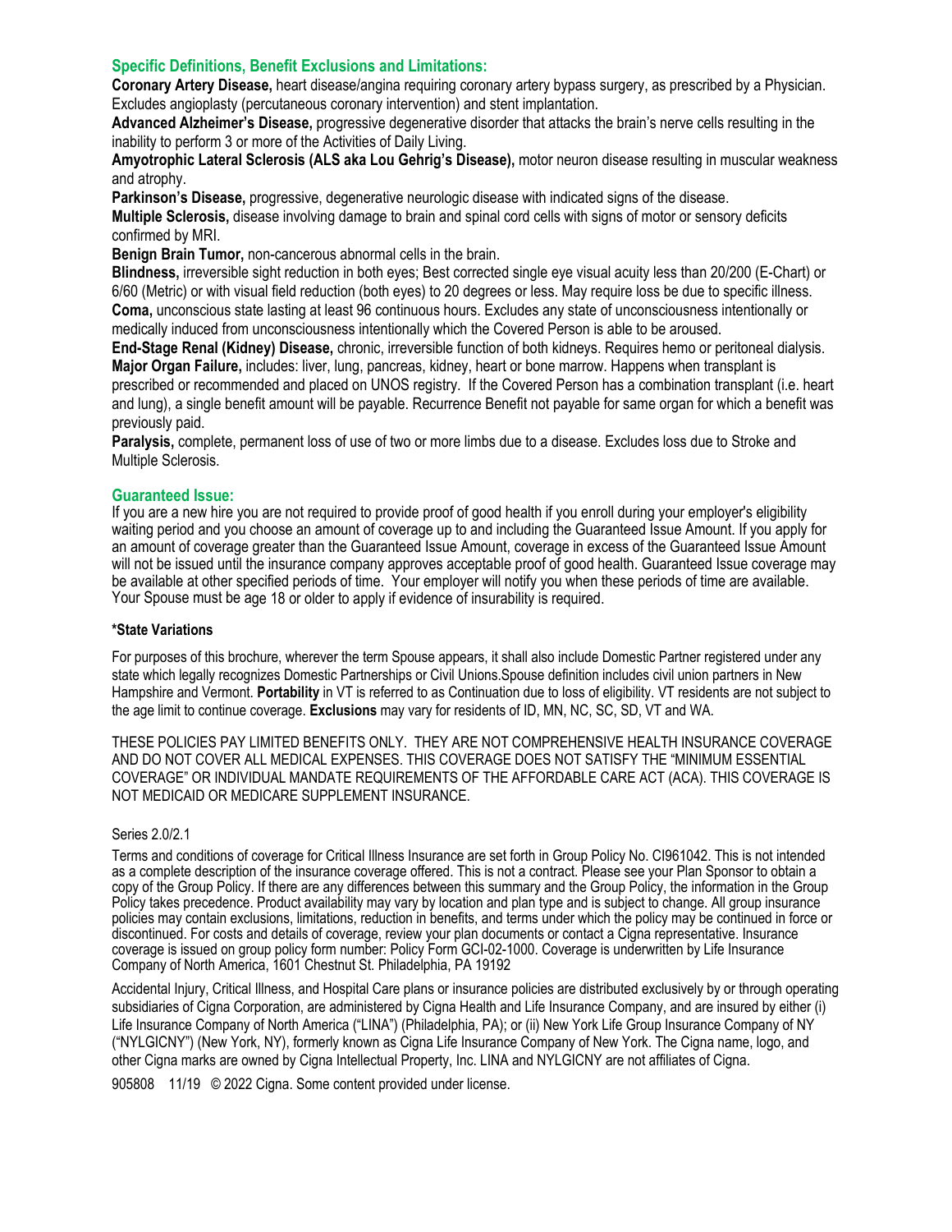## Specific Definitions, Benefit Exclusions and Limitations:

**Coronary Artery Disease,** heart disease/angina requiring coronary artery bypass surgery, as prescribed by a Physician. Excludes angioplasty (percutaneous coronary intervention) and stent implantation.

**Advanced Alzheimer's Disease,** progressive degenerative disorder that attacks the brain's nerve cells resulting in the inability to perform 3 or more of the Activities of Daily Living.

**Amyotrophic Lateral Sclerosis (ALS aka Lou Gehrig's Disease),** motor neuron disease resulting in muscular weakness and atrophy.

**Parkinson's Disease,** progressive, degenerative neurologic disease with indicated signs of the disease.

**Multiple Sclerosis,** disease involving damage to brain and spinal cord cells with signs of motor or sensory deficits confirmed by MRI.

**Benign Brain Tumor,** non-cancerous abnormal cells in the brain.

**Blindness,** irreversible sight reduction in both eyes; Best corrected single eye visual acuity less than 20/200 (E-Chart) or 6/60 (Metric) or with visual field reduction (both eyes) to 20 degrees or less. May require loss be due to specific illness.

**Coma,** unconscious state lasting at least 96 continuous hours. Excludes any state of unconsciousness intentionally or medically induced from unconsciousness intentionally which the Covered Person is able to be aroused.

**End-Stage Renal (Kidney) Disease,** chronic, irreversible function of both kidneys. Requires hemo or peritoneal dialysis.

**Major Organ Failure,** includes: liver, lung, pancreas, kidney, heart or bone marrow. Happens when transplant is prescribed or recommended and placed on UNOS registry. If the Covered Person has a combination transplant (i.e. heart and lung), a single benefit amount will be payable. Recurrence Benefit not payable for same organ for which a benefit was previously paid.

**Paralysis,** complete, permanent loss of use of two or more limbs due to a disease. Excludes loss due to Stroke and Multiple Sclerosis.

## Guaranteed Issue:

If you are a new hire you are not required to provide proof of good health if you enroll during your employer's eligibility waiting period and you choose an amount of coverage up to and including the Guaranteed Issue Amount. If you apply for an amount of coverage greater than the Guaranteed Issue Amount, coverage in excess of the Guaranteed Issue Amount will not be issued until the insurance company approves acceptable proof of good health. Guaranteed Issue coverage may be available at other specified periods of time. Your employer will notify you when these periods of time are available. Your Spouse must be age 18 or older to apply if evidence of insurability is required.

**\*State Variations**

For purposes of this brochure, wherever the term Spouse appears, it shall also include Domestic Partner registered under any state which legally recognizes Domestic Partnerships or Civil Unions.Spouse definition includes civil union partners in New Hampshire and Vermont. **Portability** in VT is referred to as Continuation due to loss of eligibility. VT residents are not subject to the age limit to continue coverage. **Exclusions** may vary for residents of ID, MN, NC, SC, SD, VT and WA.

THESE POLICIES PAY LIMITED BENEFITS ONLY. THEY ARE NOT COMPREHENSIVE HEALTH INSURANCE COVERAGE AND DO NOT COVER ALL MEDICAL EXPENSES. THIS COVERAGE DOES NOT SATISFY THE "MINIMUM ESSENTIAL COVERAGE" OR INDIVIDUAL MANDATE REQUIREMENTS OF THE AFFORDABLE CARE ACT (ACA). THIS COVERAGE IS NOT MEDICAID OR MEDICARE SUPPLEMENT INSURANCE.

Series 2.0/2.1

Terms and conditions of coverage for Critical Illness Insurance are set forth in Group Policy No. CI961042. This is not intended as a complete description of the insurance coverage offered. This is not a contract. Please see your Plan Sponsor to obtain a copy of the Group Policy. If there are any differences between this summary and the Group Policy, the information in the Group Policy takes precedence. Product availability may vary by location and plan type and is subject to change. All group insurance policies may contain exclusions, limitations, reduction in benefits, and terms under which the policy may be continued in force or discontinued. For costs and details of coverage, review your plan documents or contact a Cigna representative. Insurance coverage is issued on group policy form number: Policy Form GCI-02-1000. Coverage is underwritten by Life Insurance Company of North America, 1601 Chestnut St. Philadelphia, PA 19192

Accidental Injury, Critical Illness, and Hospital Care plans or insurance policies are distributed exclusively by or through operating subsidiaries of Cigna Corporation, are administered by Cigna Health and Life Insurance Company, and are insured by either (i) Life Insurance Company of North America ("LINA") (Philadelphia, PA); or (ii) New York Life Group Insurance Company of NY ("NYLGICNY") (New York, NY), formerly known as Cigna Life Insurance Company of New York. The Cigna name, logo, and other Cigna marks are owned by Cigna Intellectual Property, Inc. LINA and NYLGICNY are not affiliates of Cigna.

905808 11/19 © 2022 Cigna. Some content provided under license.